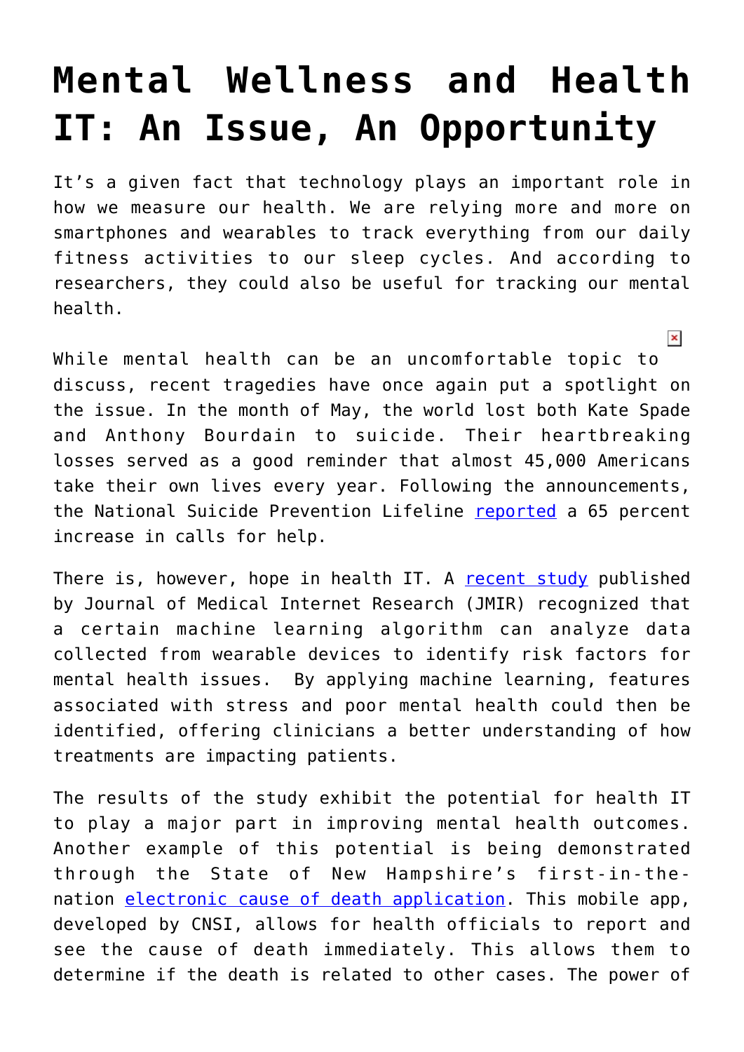# Mental Wellness and Health IT: An Issue, An Opportunity

It's a given fact that technology plays an important role in how we measure our health. We are relying more and more on smartphones and wearables to track everything from our daily fitness activities to our sleep cycles. And according to researchers, they could also be useful for tracking our mental health.

While mental health can be an uncomfortable topic to discuss, recent tragedies have once again put a spotlight on the issue. In the month of May, the world lost both Kate Spade and Anthony Bourdain to suicide. Their heartbreaking losses served as a good reminder that almost 45,000 Americans take their own lives every year. Following the announcements, the National Suicide Prevention Lifeline reported a 65 percent increase in calls for help.

There is, however, hope in health IT. A recent study published by Journal of Medical Internet Research (JMIR) recognized that a certain machine learning algorithm can analyze data collected from wearable devices to identify risk factors for mental health issues. By applying machine learning, features associated with stress and poor mental health could then be identified, offering clinicians a better understanding of how treatments are impacting patients.

The results of the study exhibit the potential for health IT to play a major part in improving mental health outcomes. Another example of this potential is being demonstrated through the State of New Hampshire's first-in-the-nation electronic cause of death application. This mobile app, developed by CNSI, allows for health officials to report and see the cause of death immediately. This allows them to determine if the death is related to other cases. The power of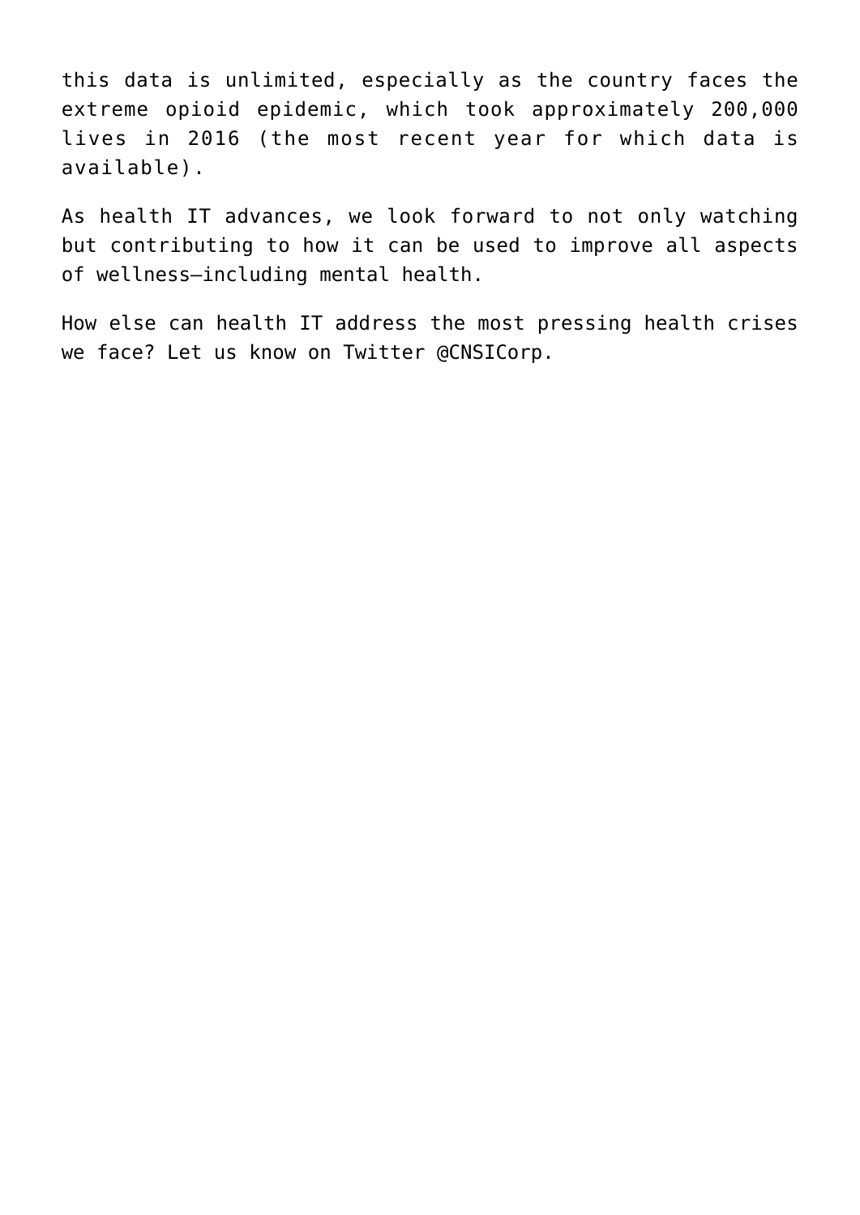this data is unlimited, especially as the country faces the extreme opioid epidemic, which took approximately 200,000 lives in 2016 (the most recent year for which data is available).

As health IT advances, we look forward to not only watching but contributing to how it can be used to improve all aspects of wellness—including mental health.

How else can health IT address the most pressing health crises we face? Let us know on Twitter @CNSICorp.